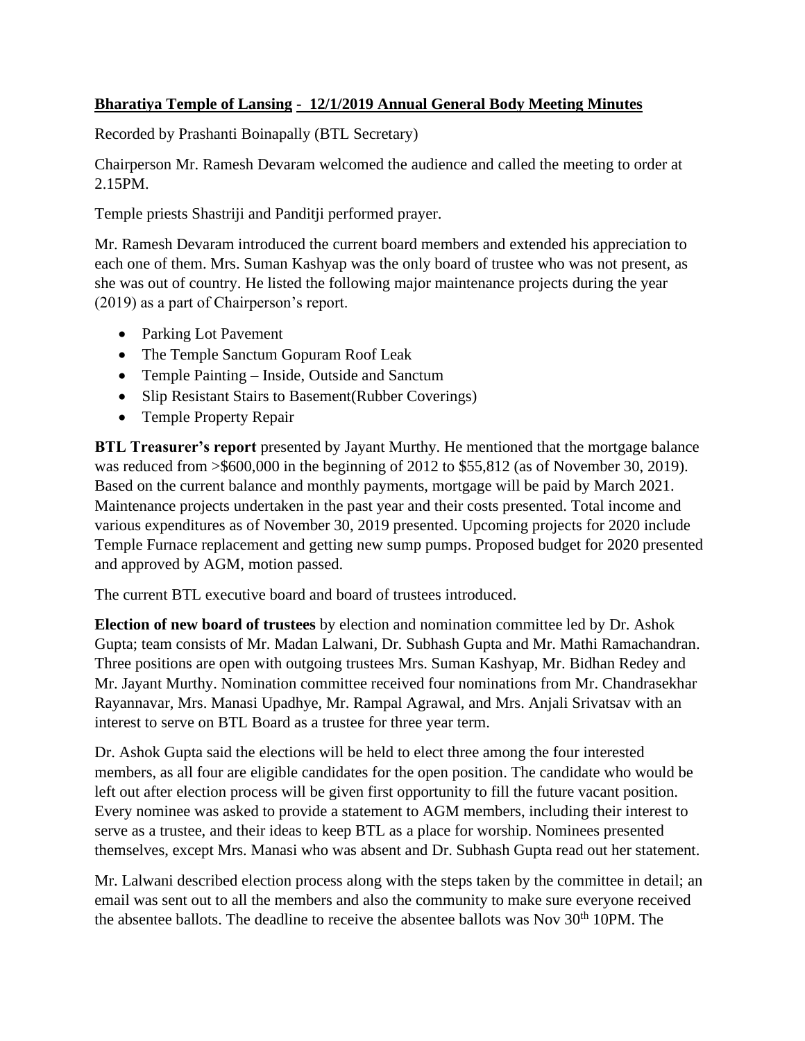**<u>Bharatiya Temple of Lansing - 12/1/2019 Annual General Body Meeting Minutes</u>**

Recorded by Prashanti Boinapally (BTL Secretary)

Chairperson Mr. Ramesh Devaram welcomed the audience and called the meeting to order at 2.15PM.

Temple priests Shastriji and Panditji performed prayer.

Mr. Ramesh Devaram introduced the current board members and extended his appreciation to each one of them. Mrs. Suman Kashyap was the only board of trustee who was not present, as she was out of country. He listed the following major maintenance projects during the year (2019) as a part of Chairperson's report.

- Parking Lot Pavement
- The Temple Sanctum Gopuram Roof Leak
- Temple Painting – Inside, Outside and Sanctum
- Slip Resistant Stairs to Basement(Rubber Coverings)
- Temple Property Repair

**BTL Treasurer's report** presented by Jayant Murthy. He mentioned that the mortgage balance was reduced from >$600,000 in the beginning of 2012 to $55,812 (as of November 30, 2019). Based on the current balance and monthly payments, mortgage will be paid by March 2021. Maintenance projects undertaken in the past year and their costs presented. Total income and various expenditures as of November 30, 2019 presented. Upcoming projects for 2020 include Temple Furnace replacement and getting new sump pumps. Proposed budget for 2020 presented and approved by AGM, motion passed.

The current BTL executive board and board of trustees introduced.

**Election of new board of trustees** by election and nomination committee led by Dr. Ashok Gupta; team consists of Mr. Madan Lalwani, Dr. Subhash Gupta and Mr. Mathi Ramachandran. Three positions are open with outgoing trustees Mrs. Suman Kashyap, Mr. Bidhan Redey and Mr. Jayant Murthy. Nomination committee received four nominations from Mr. Chandrasekhar Rayannavar, Mrs. Manasi Upadhye, Mr. Rampal Agrawal, and Mrs. Anjali Srivatsav with an interest to serve on BTL Board as a trustee for three year term.

Dr. Ashok Gupta said the elections will be held to elect three among the four interested members, as all four are eligible candidates for the open position. The candidate who would be left out after election process will be given first opportunity to fill the future vacant position. Every nominee was asked to provide a statement to AGM members, including their interest to serve as a trustee, and their ideas to keep BTL as a place for worship. Nominees presented themselves, except Mrs. Manasi who was absent and Dr. Subhash Gupta read out her statement.

Mr. Lalwani described election process along with the steps taken by the committee in detail; an email was sent out to all the members and also the community to make sure everyone received the absentee ballots. The deadline to receive the absentee ballots was Nov 30th 10PM. The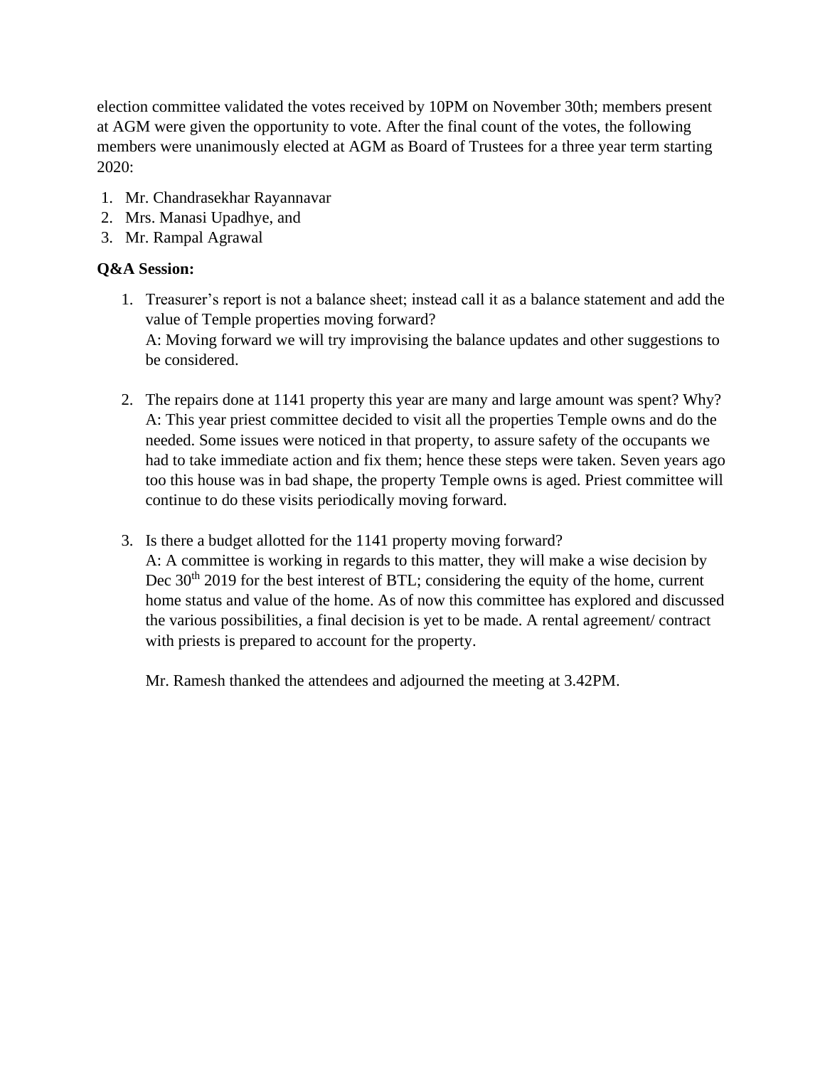election committee validated the votes received by 10PM on November 30th; members present at AGM were given the opportunity to vote. After the final count of the votes, the following members were unanimously elected at AGM as Board of Trustees for a three year term starting 2020:

1. Mr. Chandrasekhar Rayannavar
2. Mrs. Manasi Upadhye, and
3. Mr. Rampal Agrawal

**Q&A Session:**

1. Treasurer's report is not a balance sheet; instead call it as a balance statement and add the value of Temple properties moving forward?
   A: Moving forward we will try improvising the balance updates and other suggestions to be considered.

2. The repairs done at 1141 property this year are many and large amount was spent? Why?
   A: This year priest committee decided to visit all the properties Temple owns and do the needed. Some issues were noticed in that property, to assure safety of the occupants we had to take immediate action and fix them; hence these steps were taken. Seven years ago too this house was in bad shape, the property Temple owns is aged. Priest committee will continue to do these visits periodically moving forward.

3. Is there a budget allotted for the 1141 property moving forward?
   A: A committee is working in regards to this matter, they will make a wise decision by Dec 30th 2019 for the best interest of BTL; considering the equity of the home, current home status and value of the home. As of now this committee has explored and discussed the various possibilities, a final decision is yet to be made. A rental agreement/ contract with priests is prepared to account for the property.

   Mr. Ramesh thanked the attendees and adjourned the meeting at 3.42PM.